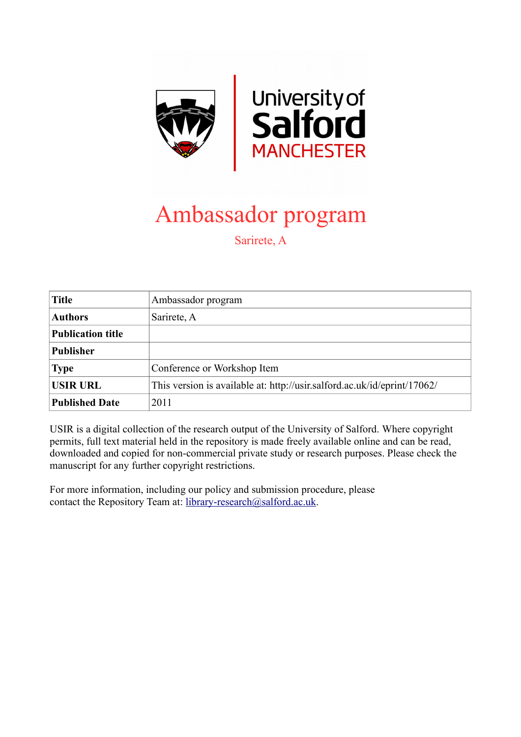# Ambassador program

Sarirete, A

| | |
|---|---|
| **Title** | Ambassador program |
| **Authors** | Sarirete, A |
| **Publication title** | |
| **Publisher** | |
| **Type** | Conference or Workshop Item |
| **USIR URL** | This version is available at: http://usir.salford.ac.uk/id/eprint/17062/ |
| **Published Date** | 2011 |

USIR is a digital collection of the research output of the University of Salford. Where copyright permits, full text material held in the repository is made freely available online and can be read, downloaded and copied for non-commercial private study or research purposes. Please check the manuscript for any further copyright restrictions.

For more information, including our policy and submission procedure, please contact the Repository Team at: library-research@salford.ac.uk.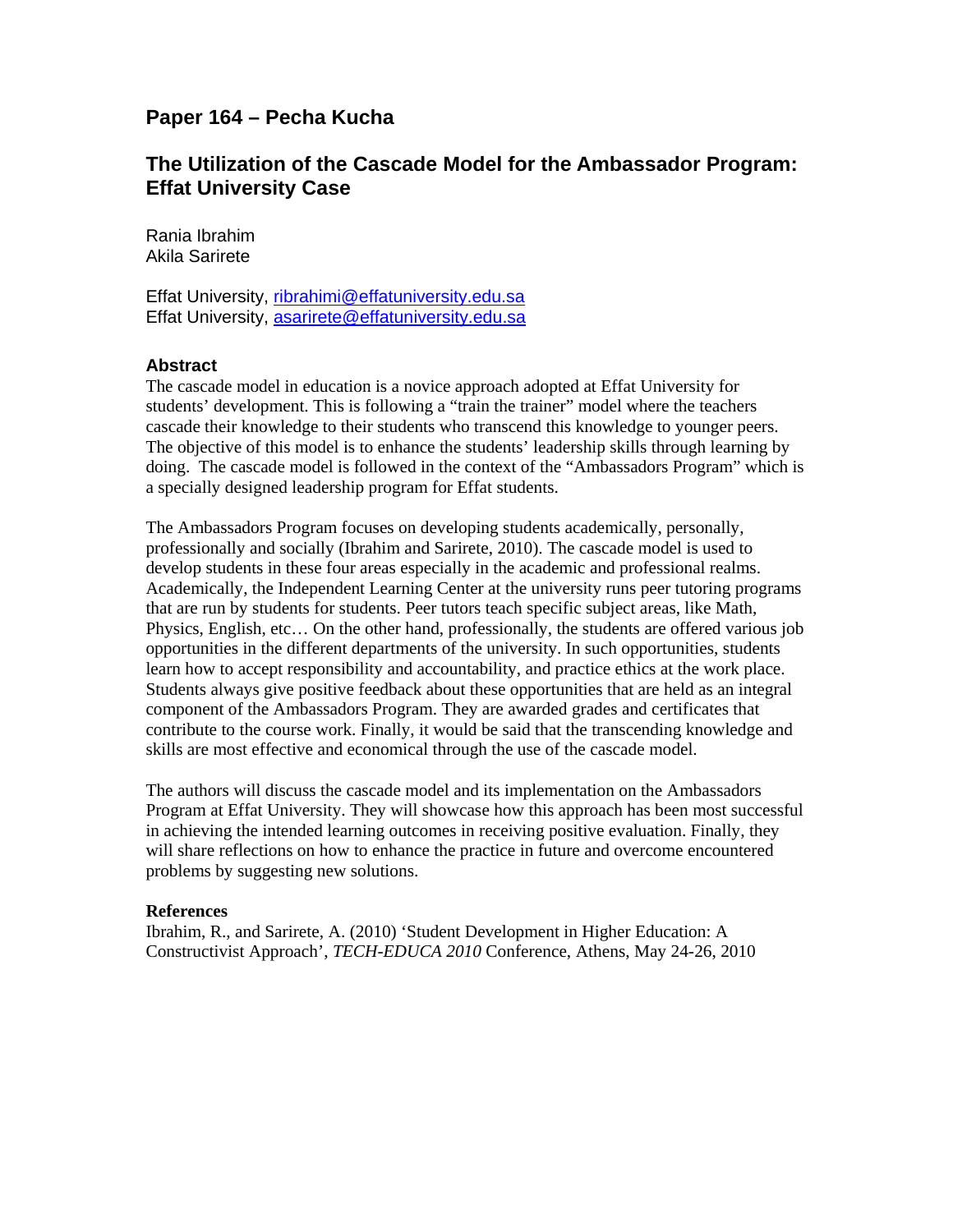## Paper 164 – Pecha Kucha

## The Utilization of the Cascade Model for the Ambassador Program: Effat University Case

Rania Ibrahim
Akila Sarirete

Effat University, ribrahimi@effatuniversity.edu.sa
Effat University, asarirete@effatuniversity.edu.sa

### Abstract

The cascade model in education is a novice approach adopted at Effat University for students' development. This is following a "train the trainer" model where the teachers cascade their knowledge to their students who transcend this knowledge to younger peers. The objective of this model is to enhance the students' leadership skills through learning by doing. The cascade model is followed in the context of the "Ambassadors Program" which is a specially designed leadership program for Effat students.

The Ambassadors Program focuses on developing students academically, personally, professionally and socially (Ibrahim and Sarirete, 2010). The cascade model is used to develop students in these four areas especially in the academic and professional realms. Academically, the Independent Learning Center at the university runs peer tutoring programs that are run by students for students. Peer tutors teach specific subject areas, like Math, Physics, English, etc… On the other hand, professionally, the students are offered various job opportunities in the different departments of the university. In such opportunities, students learn how to accept responsibility and accountability, and practice ethics at the work place. Students always give positive feedback about these opportunities that are held as an integral component of the Ambassadors Program. They are awarded grades and certificates that contribute to the course work. Finally, it would be said that the transcending knowledge and skills are most effective and economical through the use of the cascade model.

The authors will discuss the cascade model and its implementation on the Ambassadors Program at Effat University. They will showcase how this approach has been most successful in achieving the intended learning outcomes in receiving positive evaluation. Finally, they will share reflections on how to enhance the practice in future and overcome encountered problems by suggesting new solutions.

### References

Ibrahim, R., and Sarirete, A. (2010) 'Student Development in Higher Education: A Constructivist Approach', *TECH-EDUCA 2010* Conference, Athens, May 24-26, 2010